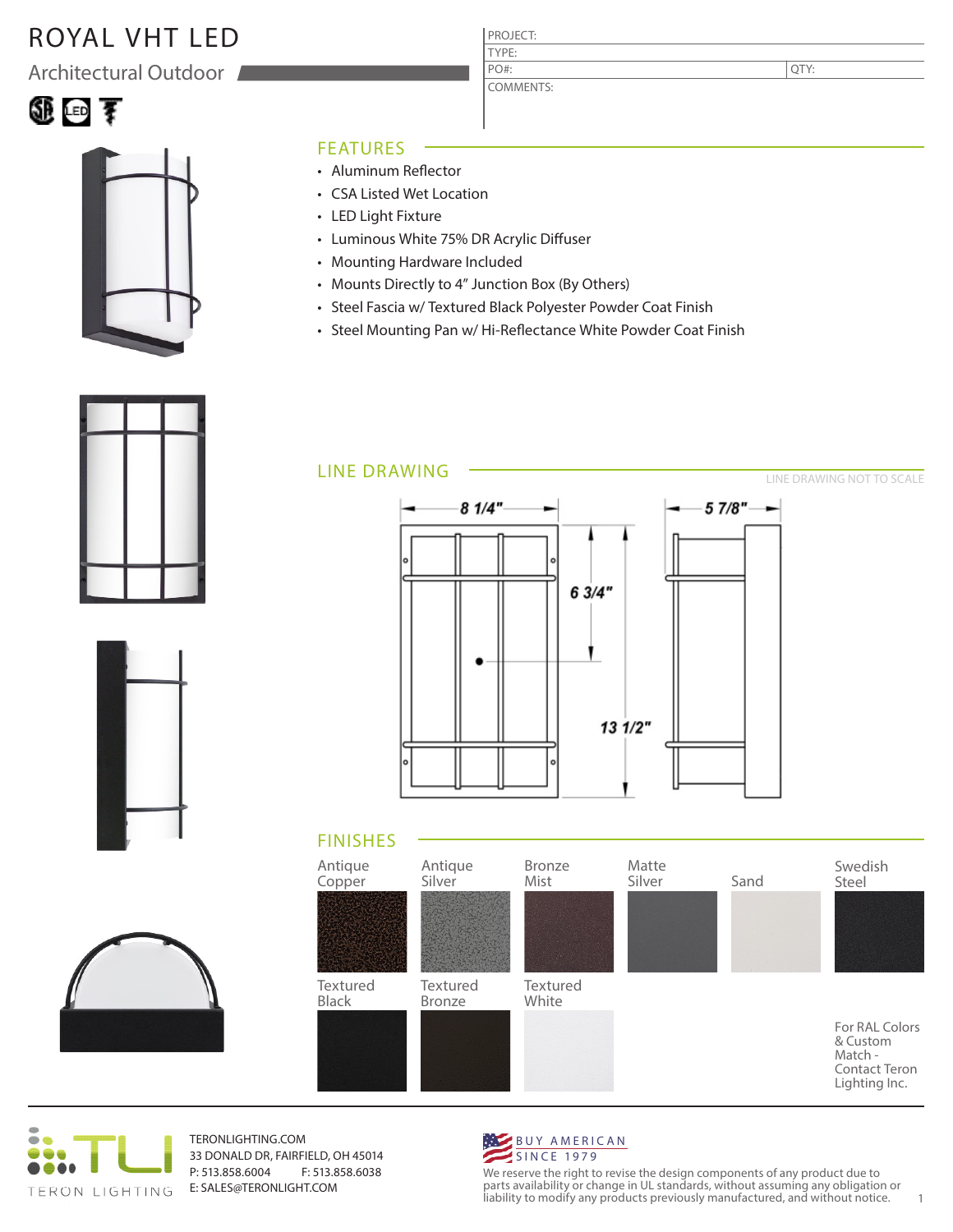# ROYAL VHT LED

## Architectural Outdoor

| PROJECT: | |
|---|---|
| TYPE: | |
| PO#: | QTY: |
| COMMENTS: | |

## FEATURES

- Aluminum Reflector
- CSA Listed Wet Location
- LED Light Fixture
- Luminous White 75% DR Acrylic Diffuser
- Mounting Hardware Included
- Mounts Directly to 4" Junction Box (By Others)
- Steel Fascia w/ Textured Black Polyester Powder Coat Finish
- Steel Mounting Pan w/ Hi-Reflectance White Powder Coat Finish

## LINE DRAWING

LINE DRAWING NOT TO SCALE

8 1/4"
6 3/4"
13 1/2"
5 7/8"

## FINISHES

- Antique Copper
- Antique Silver
- Bronze Mist
- Matte Silver
- Sand
- Swedish Steel
- Textured Black
- Textured Bronze
- Textured White

For RAL Colors & Custom Match - Contact Teron Lighting Inc.

TERON LIGHTING

TERONLIGHTING.COM
33 DONALD DR, FAIRFIELD, OH 45014
P: 513.858.6004 F: 513.858.6038
E: SALES@TERONLIGHT.COM

BUY AMERICAN SINCE 1979

We reserve the right to revise the design components of any product due to parts availability or change in UL standards, without assuming any obligation or liability to modify any products previously manufactured, and without notice.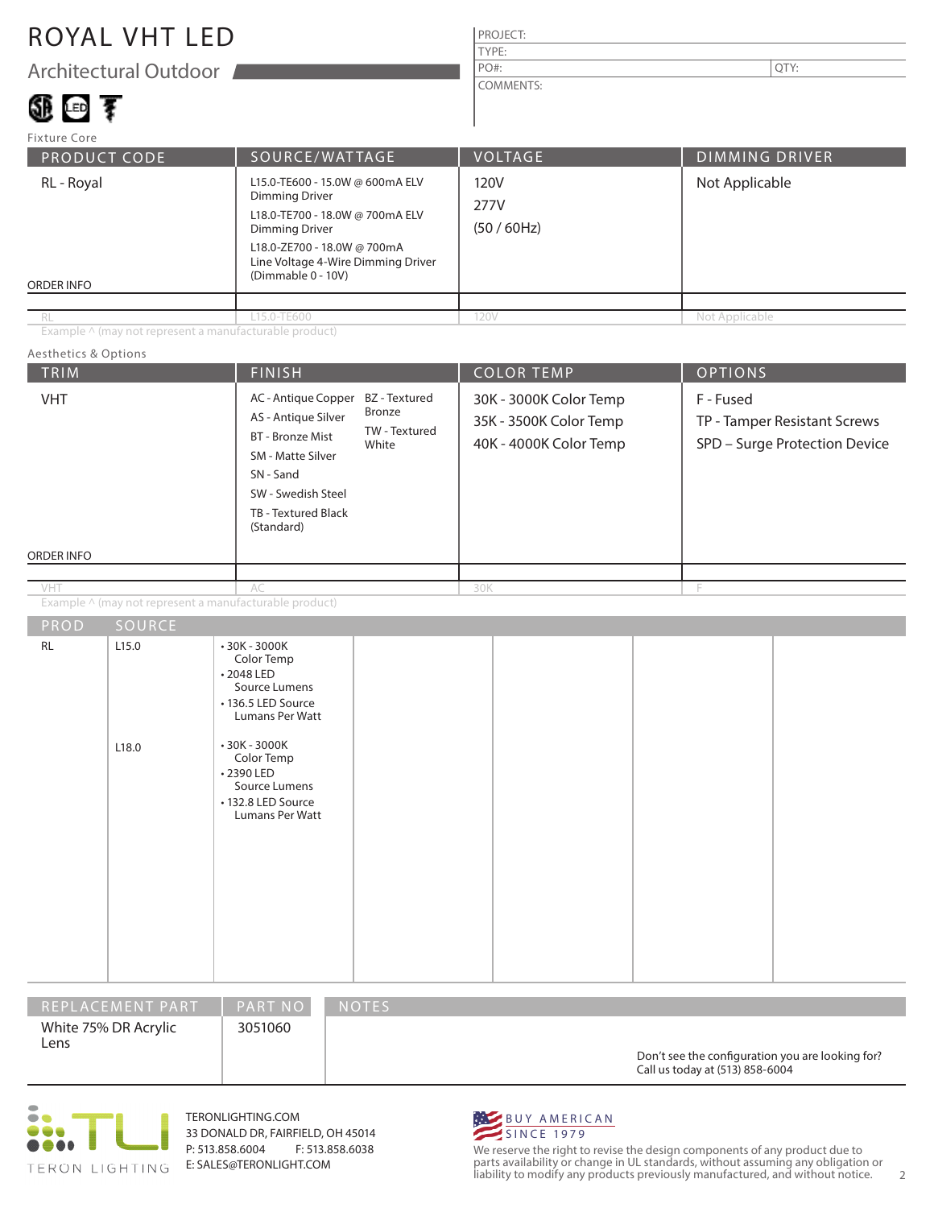# ROYAL VHT LED

## Architectural Outdoor

| PROJECT: | |
|---|---|
| TYPE: | |
| PO#: | QTY: |
| COMMENTS: | |

### Fixture Core

| PRODUCT CODE | SOURCE/WATTAGE | VOLTAGE | DIMMING DRIVER |
|---|---|---|---|
| RL - Royal | L15.0-TE600 - 15.0W @ 600mA ELV Dimming Driver<br>L18.0-TE700 - 18.0W @ 700mA ELV Dimming Driver<br>L18.0-ZE700 - 18.0W @ 700mA Line Voltage 4-Wire Dimming Driver (Dimmable 0 - 10V) | 120V<br>277V<br>(50 / 60Hz) | Not Applicable |
| ORDER INFO | | | |
| RL | L15.0-TE600 | 120V | Not Applicable |

Example ^ (may not represent a manufacturable product)

### Aesthetics & Options

| TRIM | FINISH | COLOR TEMP | OPTIONS |
|---|---|---|---|
| VHT | AC - Antique Copper<br>AS - Antique Silver<br>BT - Bronze Mist<br>SM - Matte Silver<br>SN - Sand<br>SW - Swedish Steel<br>TB - Textured Black (Standard)<br>BZ - Textured Bronze<br>TW - Textured White | 30K - 3000K Color Temp<br>35K - 3500K Color Temp<br>40K - 4000K Color Temp | F - Fused<br>TP - Tamper Resistant Screws<br>SPD – Surge Protection Device |
| ORDER INFO | | | |
| VHT | AC | 30K | F |

Example ^ (may not represent a manufacturable product)

| PROD | SOURCE | | | | | |
|---|---|---|---|---|---|---|
| RL | L15.0 | • 30K - 3000K Color Temp<br>• 2048 LED Source Lumens<br>• 136.5 LED Source Lumans Per Watt | | | | |
| | L18.0 | • 30K - 3000K Color Temp<br>• 2390 LED Source Lumens<br>• 132.8 LED Source Lumans Per Watt | | | | |

| REPLACEMENT PART | PART NO | NOTES |
|---|---|---|
| White 75% DR Acrylic Lens | 3051060 | Don't see the configuration you are looking for? Call us today at (513) 858-6004 |

TERON LIGHTING

TERONLIGHTING.COM
33 DONALD DR, FAIRFIELD, OH 45014
P: 513.858.6004 F: 513.858.6038
E: SALES@TERONLIGHT.COM

BUY AMERICAN SINCE 1979

We reserve the right to revise the design components of any product due to parts availability or change in UL standards, without assuming any obligation or liability to modify any products previously manufactured, and without notice.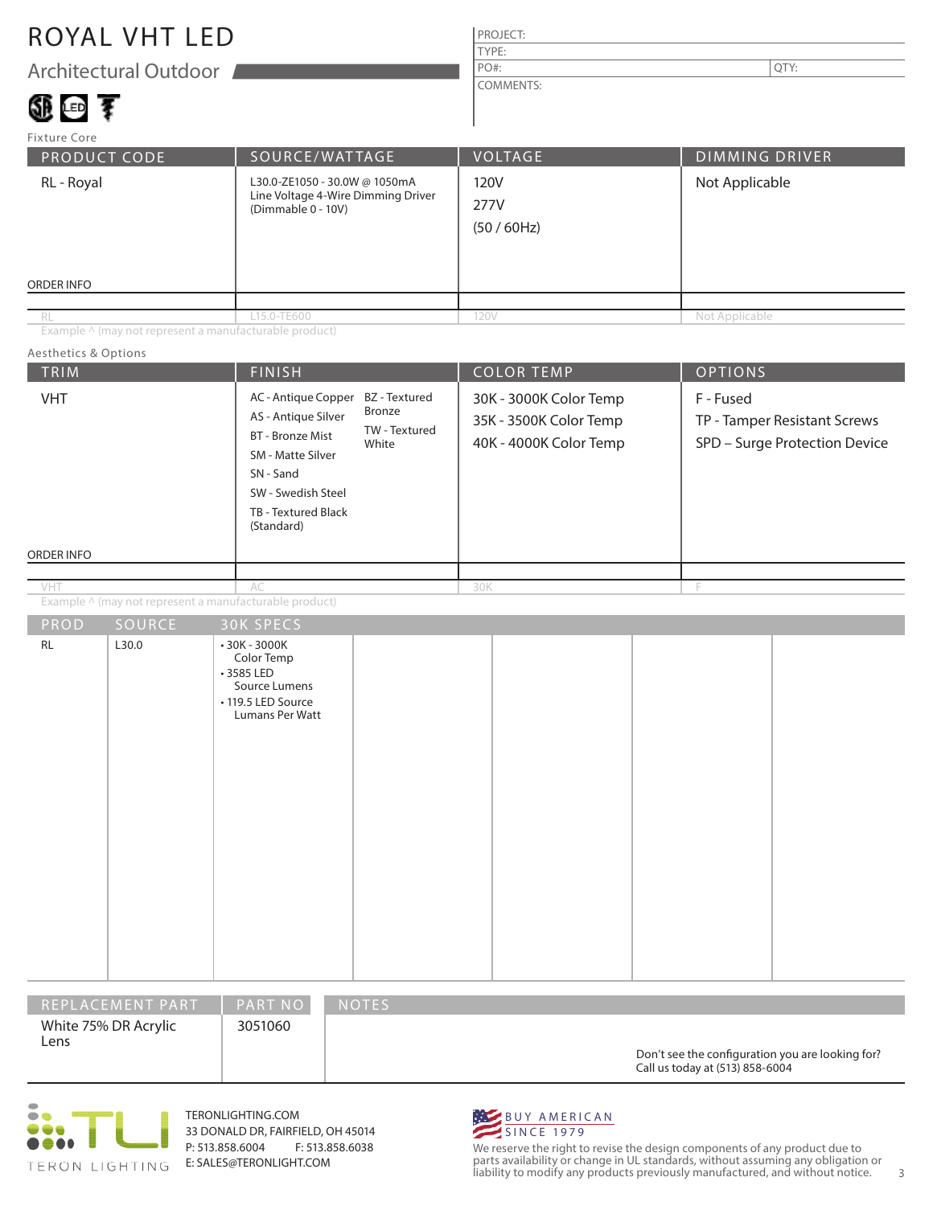# ROYAL VHT LED

## Architectual Outdoor

| PROJECT: | |
|---|---|
| TYPE: | |
| PO#: | QTY: |
| COMMENTS: | |

Fixture Core

| PRODUCT CODE | SOURCE/WATTAGE | VOLTAGE | DIMMING DRIVER |
|---|---|---|---|
| RL - Royal | L30.0-ZE1050 - 30.0W @ 1050mA Line Voltage 4-Wire Dimming Driver (Dimmable 0 - 10V) | 120V<br>277V<br>(50 / 60Hz) | Not Applicable |
| ORDER INFO | | | |
| RL | L15.0-TE600 | 120V | Not Applicable |

Example ^ (may not represent a manufacturable product)

Aesthetics & Options

| TRIM | FINISH | COLOR TEMP | OPTIONS |
|---|---|---|---|
| VHT | AC - Antique Copper<br>AS - Antique Silver<br>BT - Bronze Mist<br>SM - Matte Silver<br>SN - Sand<br>SW - Swedish Steel<br>TB - Textured Black (Standard)<br>BZ - Textured Bronze<br>TW - Textured White | 30K - 3000K Color Temp<br>35K - 3500K Color Temp<br>40K - 4000K Color Temp | F - Fused<br>TP - Tamper Resistant Screws<br>SPD – Surge Protection Device |
| ORDER INFO | | | |
| VHT | AC | 30K | F |

Example ^ (may not represent a manufacturable product)

| PROD | SOURCE | 30K SPECS | | | | |
|---|---|---|---|---|---|---|
| RL | L30.0 | • 30K - 3000K Color Temp<br>• 3585 LED Source Lumens<br>• 119.5 LED Source Lumans Per Watt | | | | |

| REPLACEMENT PART | PART NO | NOTES |
|---|---|---|
| White 75% DR Acrylic Lens | 3051060 | Don't see the configuration you are looking for? Call us today at (513) 858-6004 |

TERON LIGHTING

TERONLIGHTING.COM
33 DONALD DR, FAIRFIELD, OH 45014
P: 513.858.6004 F: 513.858.6038
E: SALES@TERONLIGHT.COM

BUY AMERICAN SINCE 1979

We reserve the right to revise the design components of any product due to parts availability or change in UL standards, without assuming any obligation or liability to modify any products previously manufactured, and without notice.